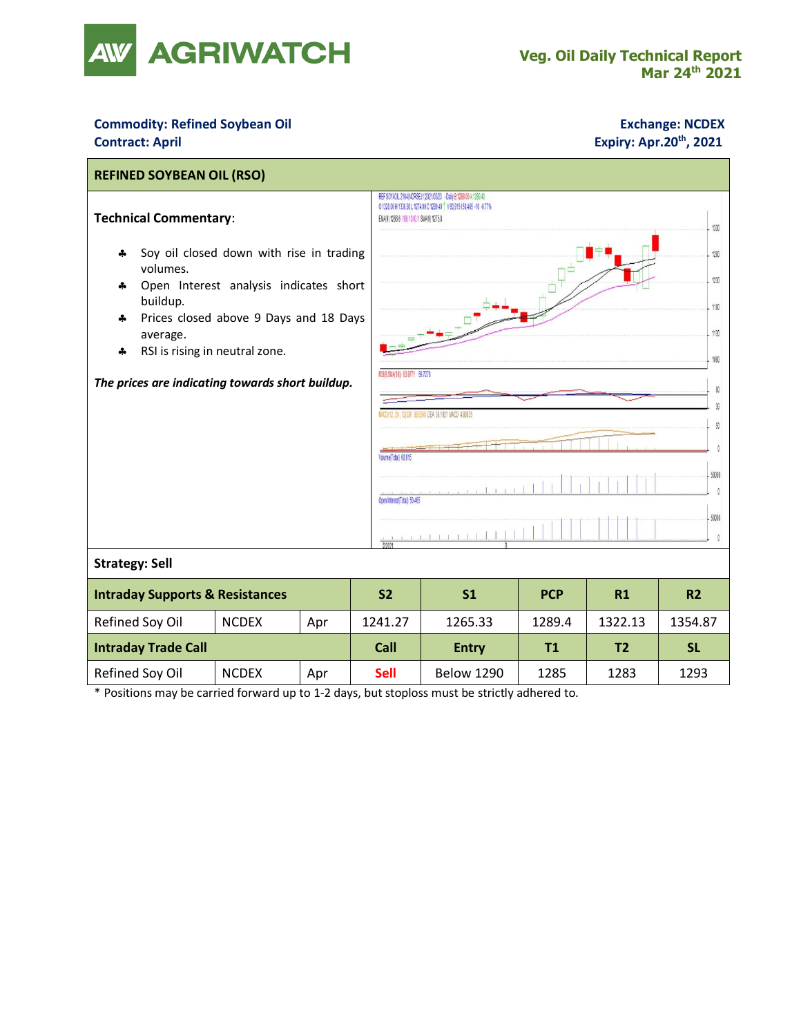**Veg. Oil Daily Technical Report**
**Mar 24th 2021**

**Commodity: Refined Soybean Oil**
**Contract: April**

**Exchange: NCDEX**
**Expiry: Apr.20th, 2021**

## REFINED SOYBEAN OIL (RSO)

**Technical Commentary**:

- Soy oil closed down with rise in trading volumes.
- Open Interest analysis indicates short buildup.
- Prices closed above 9 Days and 18 Days average.
- RSI is rising in neutral zone.

***The prices are indicating towards short buildup.***

**Strategy: Sell**

| Intraday Supports & Resistances | | | S2 | S1 | PCP | R1 | R2 |
|---|---|---|---|---|---|---|---|
| Refined Soy Oil | NCDEX | Apr | 1241.27 | 1265.33 | 1289.4 | 1322.13 | 1354.87 |
| **Intraday Trade Call** | | | **Call** | **Entry** | **T1** | **T2** | **SL** |
| Refined Soy Oil | NCDEX | Apr | Sell | Below 1290 | 1285 | 1283 | 1293 |

* Positions may be carried forward up to 1-2 days, but stoploss must be strictly adhered to.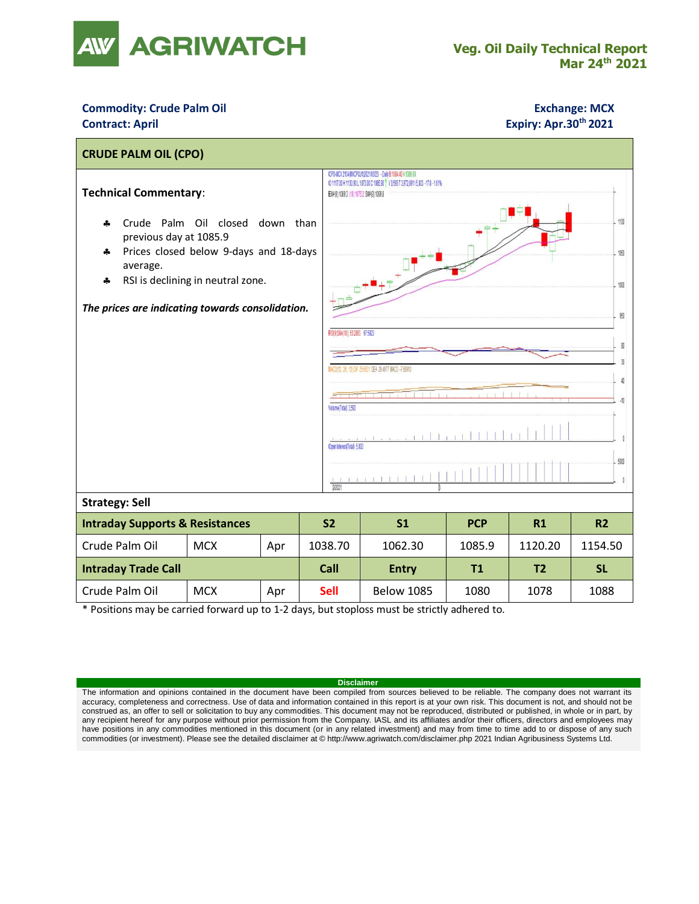# AGRIWATCH

**Veg. Oil Daily Technical Report**
**Mar 24th 2021**

**Commodity: Crude Palm Oil**
**Contract: April**

**Exchange: MCX**
**Expiry: Apr.30th 2021**

## CRUDE PALM OIL (CPO)

**Technical Commentary**:

- Crude Palm Oil closed down than previous day at 1085.9
- Prices closed below 9-days and 18-days average.
- RSI is declining in neutral zone.

***The prices are indicating towards consolidation.***

**Strategy: Sell**

| **Intraday Supports & Resistances** | | | **S2** | **S1** | **PCP** | **R1** | **R2** |
|---|---|---|---|---|---|---|---|
| Crude Palm Oil | MCX | Apr | 1038.70 | 1062.30 | 1085.9 | 1120.20 | 1154.50 |
| **Intraday Trade Call** | | | **Call** | **Entry** | **T1** | **T2** | **SL** |
| Crude Palm Oil | MCX | Apr | **Sell** | Below 1085 | 1080 | 1078 | 1088 |

\* Positions may be carried forward up to 1-2 days, but stoploss must be strictly adhered to.

**Disclaimer**

The information and opinions contained in the document have been compiled from sources believed to be reliable. The company does not warrant its accuracy, completeness and correctness. Use of data and information contained in this report is at your own risk. This document is not, and should not be construed as, an offer to sell or solicitation to buy any commodities. This document may not be reproduced, distributed or published, in whole or in part, by any recipient hereof for any purpose without prior permission from the Company. IASL and its affiliates and/or their officers, directors and employees may have positions in any commodities mentioned in this document (or in any related investment) and may from time to time add to or dispose of any such commodities (or investment). Please see the detailed disclaimer at © http://www.agriwatch.com/disclaimer.php 2021 Indian Agribusiness Systems Ltd.